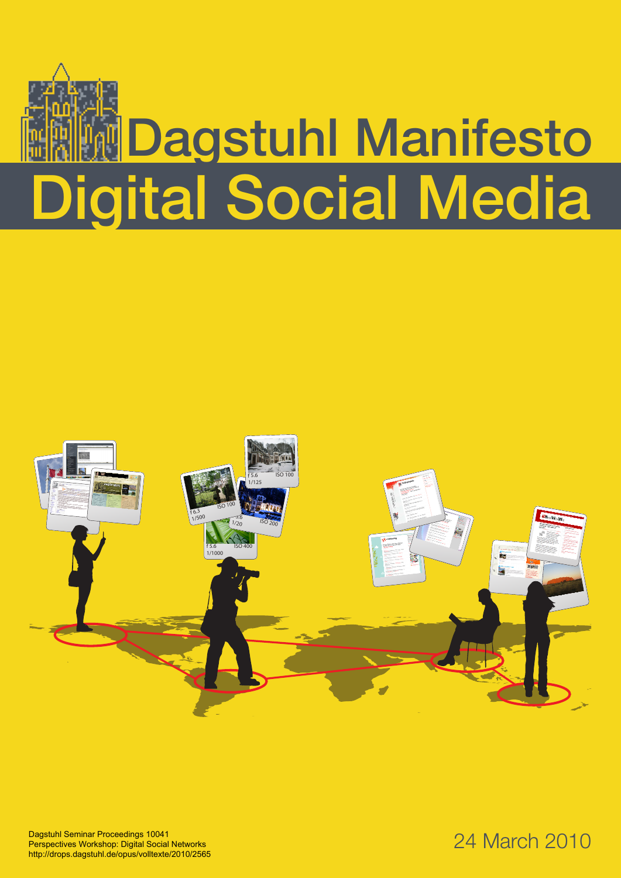# Dagstuhl Manifesto

# Digital Social Media

Dagstuhl Seminar Proceedings 10041
Perspectives Workshop: Digital Social Networks
http://drops.dagstuhl.de/opus/volltexte/2010/2565

24 March 2010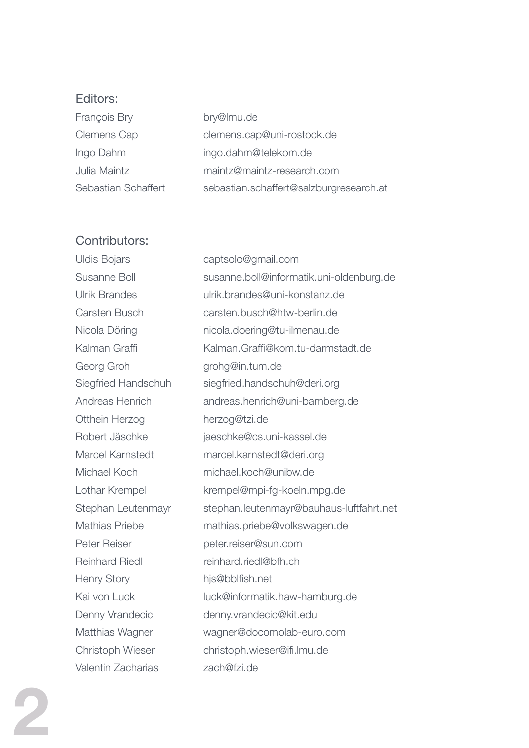Editors:

| | |
|---|---|
| François Bry | bry@lmu.de |
| Clemens Cap | clemens.cap@uni-rostock.de |
| Ingo Dahm | ingo.dahm@telekom.de |
| Julia Maintz | maintz@maintz-research.com |
| Sebastian Schaffert | sebastian.schaffert@salzburgresearch.at |

Contributors:

| | |
|---|---|
| Uldis Bojars | captsolo@gmail.com |
| Susanne Boll | susanne.boll@informatik.uni-oldenburg.de |
| Ulrik Brandes | ulrik.brandes@uni-konstanz.de |
| Carsten Busch | carsten.busch@htw-berlin.de |
| Nicola Döring | nicola.doering@tu-ilmenau.de |
| Kalman Graffi | Kalman.Graffi@kom.tu-darmstadt.de |
| Georg Groh | grohg@in.tum.de |
| Siegfried Handschuh | siegfried.handschuh@deri.org |
| Andreas Henrich | andreas.henrich@uni-bamberg.de |
| Otthein Herzog | herzog@tzi.de |
| Robert Jäschke | jaeschke@cs.uni-kassel.de |
| Marcel Karnstedt | marcel.karnstedt@deri.org |
| Michael Koch | michael.koch@unibw.de |
| Lothar Krempel | krempel@mpi-fg-koeln.mpg.de |
| Stephan Leutenmayr | stephan.leutenmayr@bauhaus-luftfahrt.net |
| Mathias Priebe | mathias.priebe@volkswagen.de |
| Peter Reiser | peter.reiser@sun.com |
| Reinhard Riedl | reinhard.riedl@bfh.ch |
| Henry Story | hjs@bblfish.net |
| Kai von Luck | luck@informatik.haw-hamburg.de |
| Denny Vrandecic | denny.vrandecic@kit.edu |
| Matthias Wagner | wagner@docomolab-euro.com |
| Christoph Wieser | christoph.wieser@ifi.lmu.de |
| Valentin Zacharias | zach@fzi.de |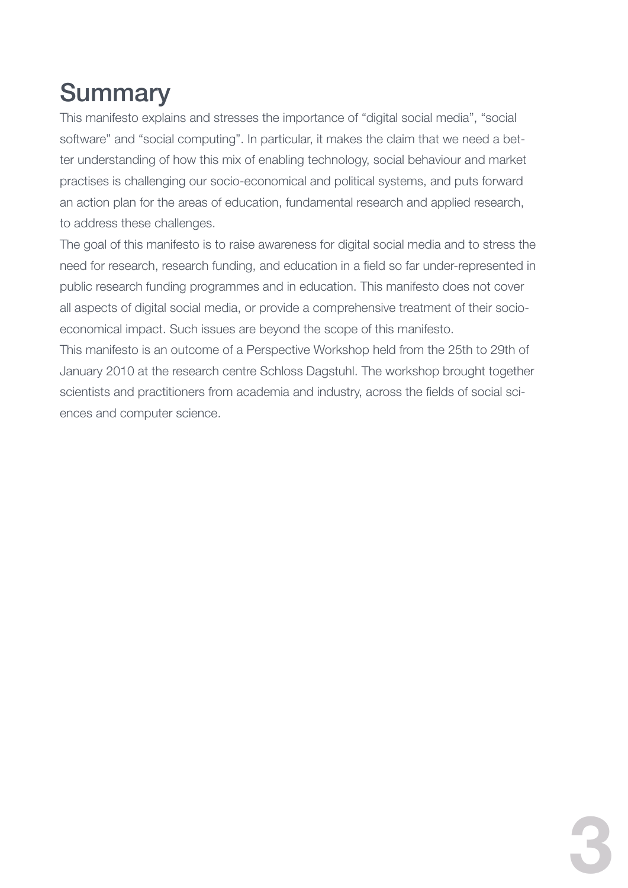# Summary

This manifesto explains and stresses the importance of "digital social media", "social software" and "social computing". In particular, it makes the claim that we need a better understanding of how this mix of enabling technology, social behaviour and market practises is challenging our socio-economical and political systems, and puts forward an action plan for the areas of education, fundamental research and applied research, to address these challenges.

The goal of this manifesto is to raise awareness for digital social media and to stress the need for research, research funding, and education in a field so far under-represented in public research funding programmes and in education. This manifesto does not cover all aspects of digital social media, or provide a comprehensive treatment of their socio-economical impact. Such issues are beyond the scope of this manifesto.

This manifesto is an outcome of a Perspective Workshop held from the 25th to 29th of January 2010 at the research centre Schloss Dagstuhl. The workshop brought together scientists and practitioners from academia and industry, across the fields of social sciences and computer science.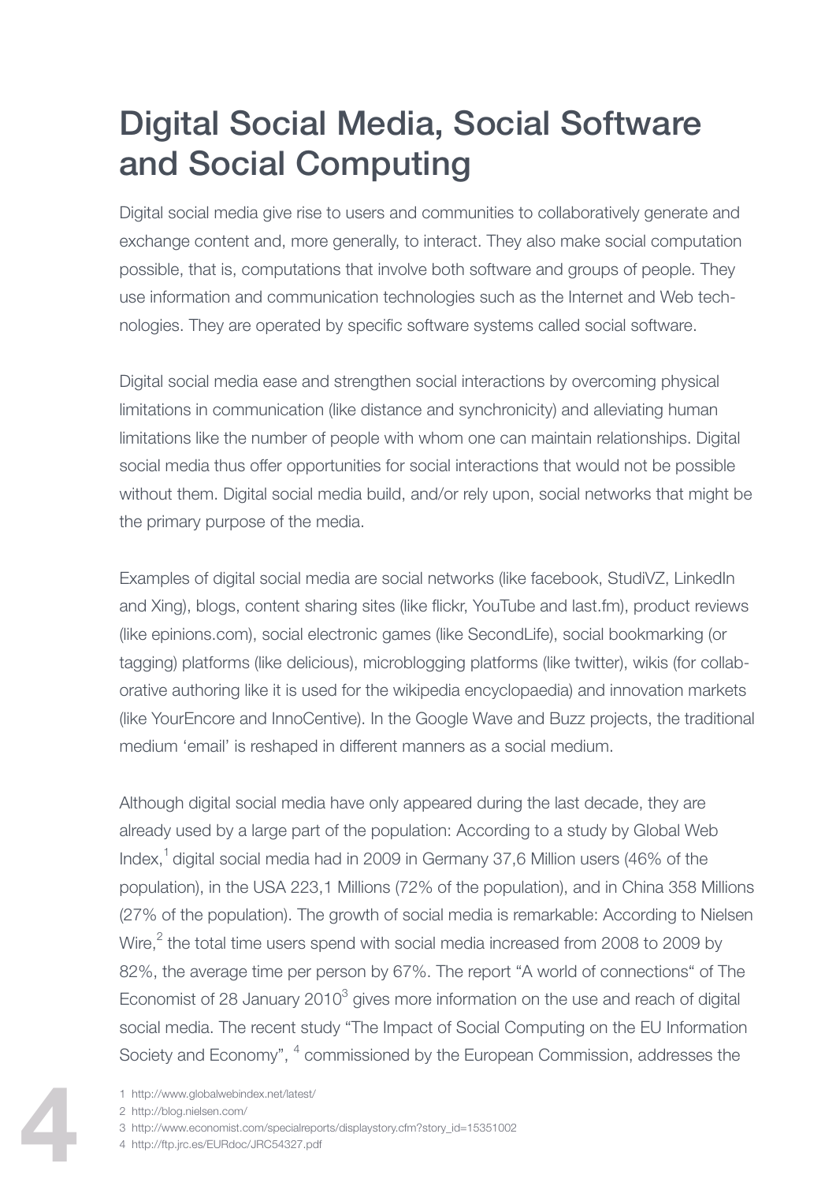# Digital Social Media, Social Software and Social Computing

Digital social media give rise to users and communities to collaboratively generate and exchange content and, more generally, to interact. They also make social computation possible, that is, computations that involve both software and groups of people. They use information and communication technologies such as the Internet and Web technologies. They are operated by specific software systems called social software.

Digital social media ease and strengthen social interactions by overcoming physical limitations in communication (like distance and synchronicity) and alleviating human limitations like the number of people with whom one can maintain relationships. Digital social media thus offer opportunities for social interactions that would not be possible without them. Digital social media build, and/or rely upon, social networks that might be the primary purpose of the media.

Examples of digital social media are social networks (like facebook, StudiVZ, LinkedIn and Xing), blogs, content sharing sites (like flickr, YouTube and last.fm), product reviews (like epinions.com), social electronic games (like SecondLife), social bookmarking (or tagging) platforms (like delicious), microblogging platforms (like twitter), wikis (for collaborative authoring like it is used for the wikipedia encyclopaedia) and innovation markets (like YourEncore and InnoCentive). In the Google Wave and Buzz projects, the traditional medium 'email' is reshaped in different manners as a social medium.

Although digital social media have only appeared during the last decade, they are already used by a large part of the population: According to a study by Global Web Index,[1] digital social media had in 2009 in Germany 37,6 Million users (46% of the population), in the USA 223,1 Millions (72% of the population), and in China 358 Millions (27% of the population). The growth of social media is remarkable: According to Nielsen Wire,[2] the total time users spend with social media increased from 2008 to 2009 by 82%, the average time per person by 67%. The report "A world of connections" of The Economist of 28 January 2010[3] gives more information on the use and reach of digital social media. The recent study "The Impact of Social Computing on the EU Information Society and Economy", [4] commissioned by the European Commission, addresses the

1 http://www.globalwebindex.net/latest/
2 http://blog.nielsen.com/
3 http://www.economist.com/specialreports/displaystory.cfm?story_id=15351002
4 http://ftp.jrc.es/EURdoc/JRC54327.pdf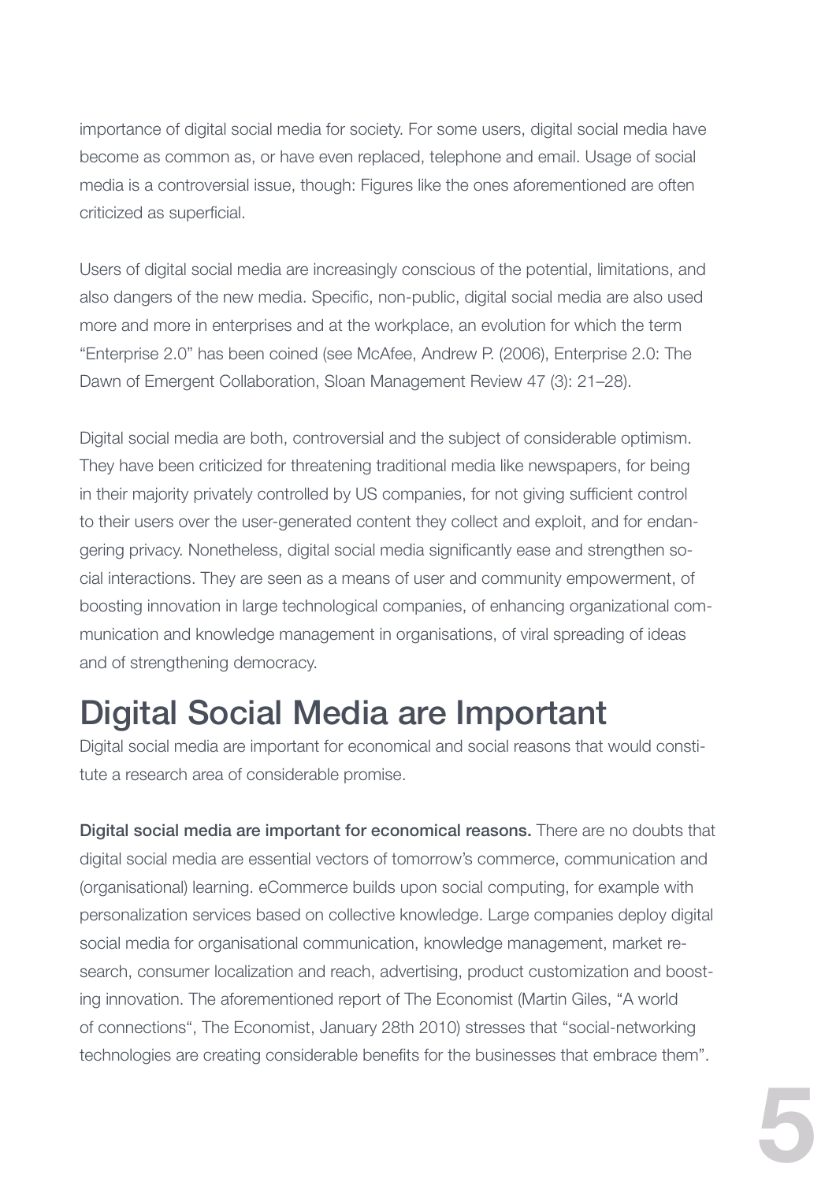importance of digital social media for society. For some users, digital social media have become as common as, or have even replaced, telephone and email. Usage of social media is a controversial issue, though: Figures like the ones aforementioned are often criticized as superficial.

Users of digital social media are increasingly conscious of the potential, limitations, and also dangers of the new media. Specific, non-public, digital social media are also used more and more in enterprises and at the workplace, an evolution for which the term "Enterprise 2.0" has been coined (see McAfee, Andrew P. (2006), Enterprise 2.0: The Dawn of Emergent Collaboration, Sloan Management Review 47 (3): 21–28).

Digital social media are both, controversial and the subject of considerable optimism. They have been criticized for threatening traditional media like newspapers, for being in their majority privately controlled by US companies, for not giving sufficient control to their users over the user-generated content they collect and exploit, and for endangering privacy. Nonetheless, digital social media significantly ease and strengthen social interactions. They are seen as a means of user and community empowerment, of boosting innovation in large technological companies, of enhancing organizational communication and knowledge management in organisations, of viral spreading of ideas and of strengthening democracy.

# Digital Social Media are Important

Digital social media are important for economical and social reasons that would constitute a research area of considerable promise.

**Digital social media are important for economical reasons.** There are no doubts that digital social media are essential vectors of tomorrow's commerce, communication and (organisational) learning. eCommerce builds upon social computing, for example with personalization services based on collective knowledge. Large companies deploy digital social media for organisational communication, knowledge management, market research, consumer localization and reach, advertising, product customization and boosting innovation. The aforementioned report of The Economist (Martin Giles, "A world of connections", The Economist, January 28th 2010) stresses that "social-networking technologies are creating considerable benefits for the businesses that embrace them".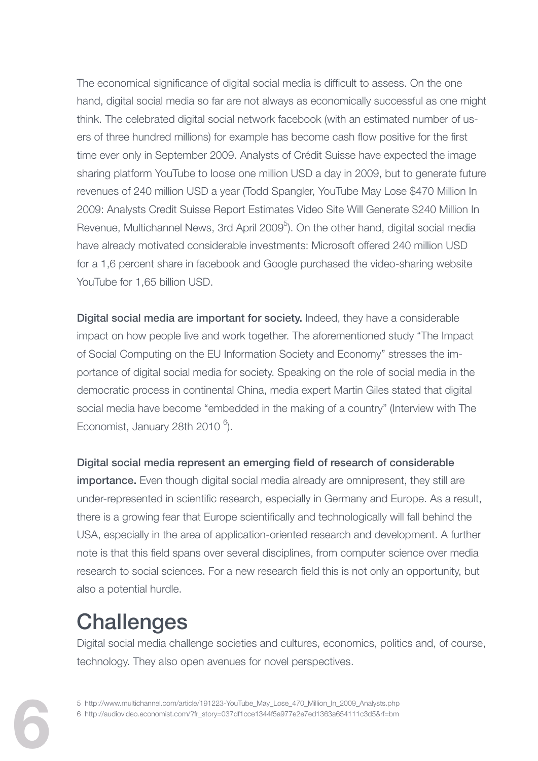The economical significance of digital social media is difficult to assess. On the one hand, digital social media so far are not always as economically successful as one might think. The celebrated digital social network facebook (with an estimated number of users of three hundred millions) for example has become cash flow positive for the first time ever only in September 2009. Analysts of Crédit Suisse have expected the image sharing platform YouTube to loose one million USD a day in 2009, but to generate future revenues of 240 million USD a year (Todd Spangler, YouTube May Lose $470 Million In 2009: Analysts Credit Suisse Report Estimates Video Site Will Generate $240 Million In Revenue, Multichannel News, 3rd April 2009[5]). On the other hand, digital social media have already motivated considerable investments: Microsoft offered 240 million USD for a 1,6 percent share in facebook and Google purchased the video-sharing website YouTube for 1,65 billion USD.

**Digital social media are important for society.** Indeed, they have a considerable impact on how people live and work together. The aforementioned study "The Impact of Social Computing on the EU Information Society and Economy" stresses the importance of digital social media for society. Speaking on the role of social media in the democratic process in continental China, media expert Martin Giles stated that digital social media have become "embedded in the making of a country" (Interview with The Economist, January 28th 2010 [6]).

**Digital social media represent an emerging field of research of considerable importance.** Even though digital social media already are omnipresent, they still are under-represented in scientific research, especially in Germany and Europe. As a result, there is a growing fear that Europe scientifically and technologically will fall behind the USA, especially in the area of application-oriented research and development. A further note is that this field spans over several disciplines, from computer science over media research to social sciences. For a new research field this is not only an opportunity, but also a potential hurdle.

# Challenges

Digital social media challenge societies and cultures, economics, politics and, of course, technology. They also open avenues for novel perspectives.

5 http://www.multichannel.com/article/191223-YouTube_May_Lose_470_Million_In_2009_Analysts.php

6 http://audiovideo.economist.com/?fr_story=037df1cce1344f5a977e2e7ed1363a654111c3d5&rf=bm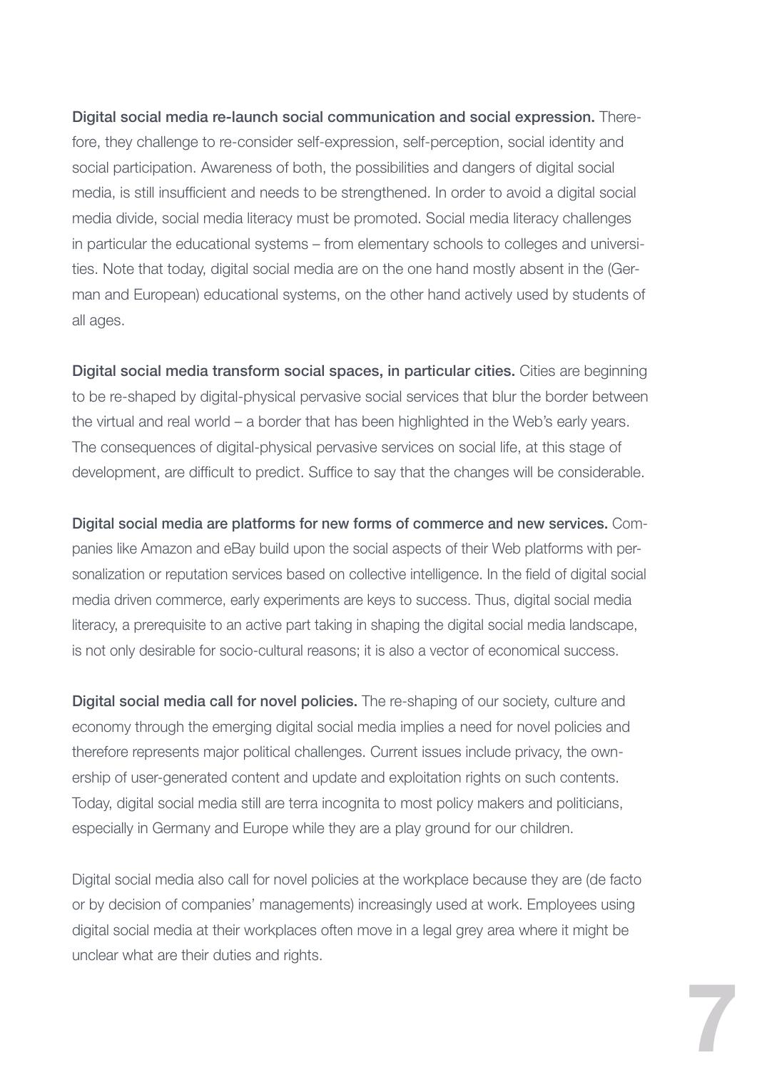**Digital social media re-launch social communication and social expression.** Therefore, they challenge to re-consider self-expression, self-perception, social identity and social participation. Awareness of both, the possibilities and dangers of digital social media, is still insufficient and needs to be strengthened. In order to avoid a digital social media divide, social media literacy must be promoted. Social media literacy challenges in particular the educational systems – from elementary schools to colleges and universities. Note that today, digital social media are on the one hand mostly absent in the (German and European) educational systems, on the other hand actively used by students of all ages.

**Digital social media transform social spaces, in particular cities.** Cities are beginning to be re-shaped by digital-physical pervasive social services that blur the border between the virtual and real world – a border that has been highlighted in the Web's early years. The consequences of digital-physical pervasive services on social life, at this stage of development, are difficult to predict. Suffice to say that the changes will be considerable.

**Digital social media are platforms for new forms of commerce and new services.** Companies like Amazon and eBay build upon the social aspects of their Web platforms with personalization or reputation services based on collective intelligence. In the field of digital social media driven commerce, early experiments are keys to success. Thus, digital social media literacy, a prerequisite to an active part taking in shaping the digital social media landscape, is not only desirable for socio-cultural reasons; it is also a vector of economical success.

**Digital social media call for novel policies.** The re-shaping of our society, culture and economy through the emerging digital social media implies a need for novel policies and therefore represents major political challenges. Current issues include privacy, the ownership of user-generated content and update and exploitation rights on such contents. Today, digital social media still are terra incognita to most policy makers and politicians, especially in Germany and Europe while they are a play ground for our children.

Digital social media also call for novel policies at the workplace because they are (de facto or by decision of companies' managements) increasingly used at work. Employees using digital social media at their workplaces often move in a legal grey area where it might be unclear what are their duties and rights.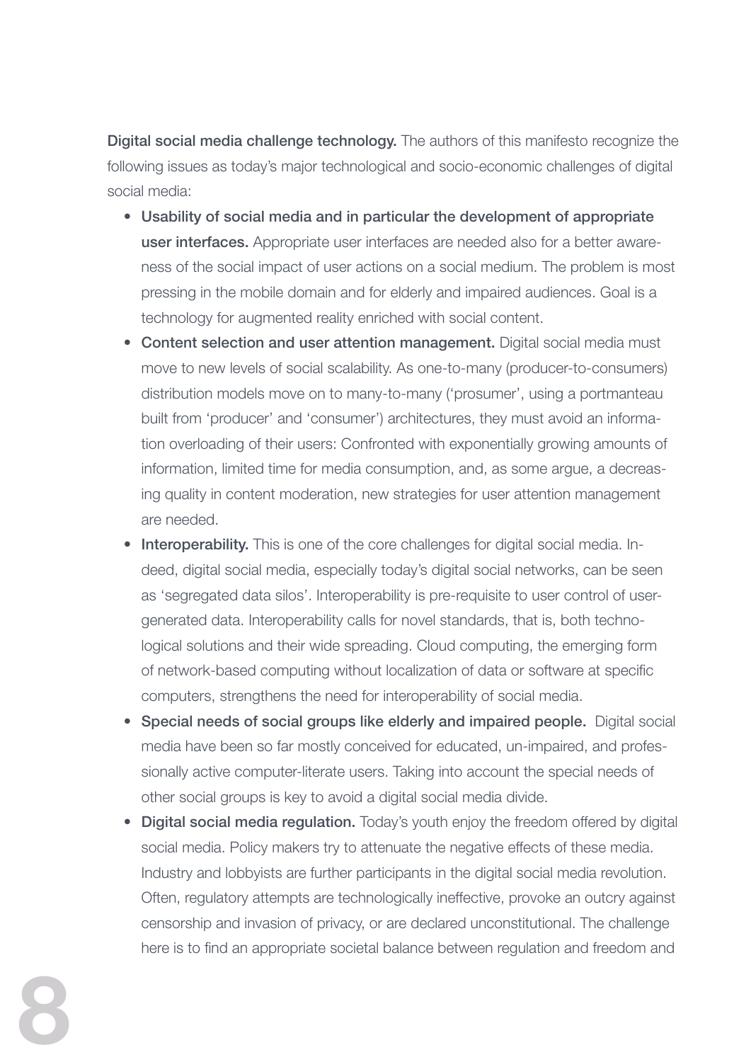**Digital social media challenge technology.** The authors of this manifesto recognize the following issues as today's major technological and socio-economic challenges of digital social media:

- **Usability of social media and in particular the development of appropriate user interfaces.** Appropriate user interfaces are needed also for a better awareness of the social impact of user actions on a social medium. The problem is most pressing in the mobile domain and for elderly and impaired audiences. Goal is a technology for augmented reality enriched with social content.
- **Content selection and user attention management.** Digital social media must move to new levels of social scalability. As one-to-many (producer-to-consumers) distribution models move on to many-to-many ('prosumer', using a portmanteau built from 'producer' and 'consumer') architectures, they must avoid an information overloading of their users: Confronted with exponentially growing amounts of information, limited time for media consumption, and, as some argue, a decreasing quality in content moderation, new strategies for user attention management are needed.
- **Interoperability.** This is one of the core challenges for digital social media. Indeed, digital social media, especially today's digital social networks, can be seen as 'segregated data silos'. Interoperability is pre-requisite to user control of user-generated data. Interoperability calls for novel standards, that is, both technological solutions and their wide spreading. Cloud computing, the emerging form of network-based computing without localization of data or software at specific computers, strengthens the need for interoperability of social media.
- **Special needs of social groups like elderly and impaired people.** Digital social media have been so far mostly conceived for educated, un-impaired, and professionally active computer-literate users. Taking into account the special needs of other social groups is key to avoid a digital social media divide.
- **Digital social media regulation.** Today's youth enjoy the freedom offered by digital social media. Policy makers try to attenuate the negative effects of these media. Industry and lobbyists are further participants in the digital social media revolution. Often, regulatory attempts are technologically ineffective, provoke an outcry against censorship and invasion of privacy, or are declared unconstitutional. The challenge here is to find an appropriate societal balance between regulation and freedom and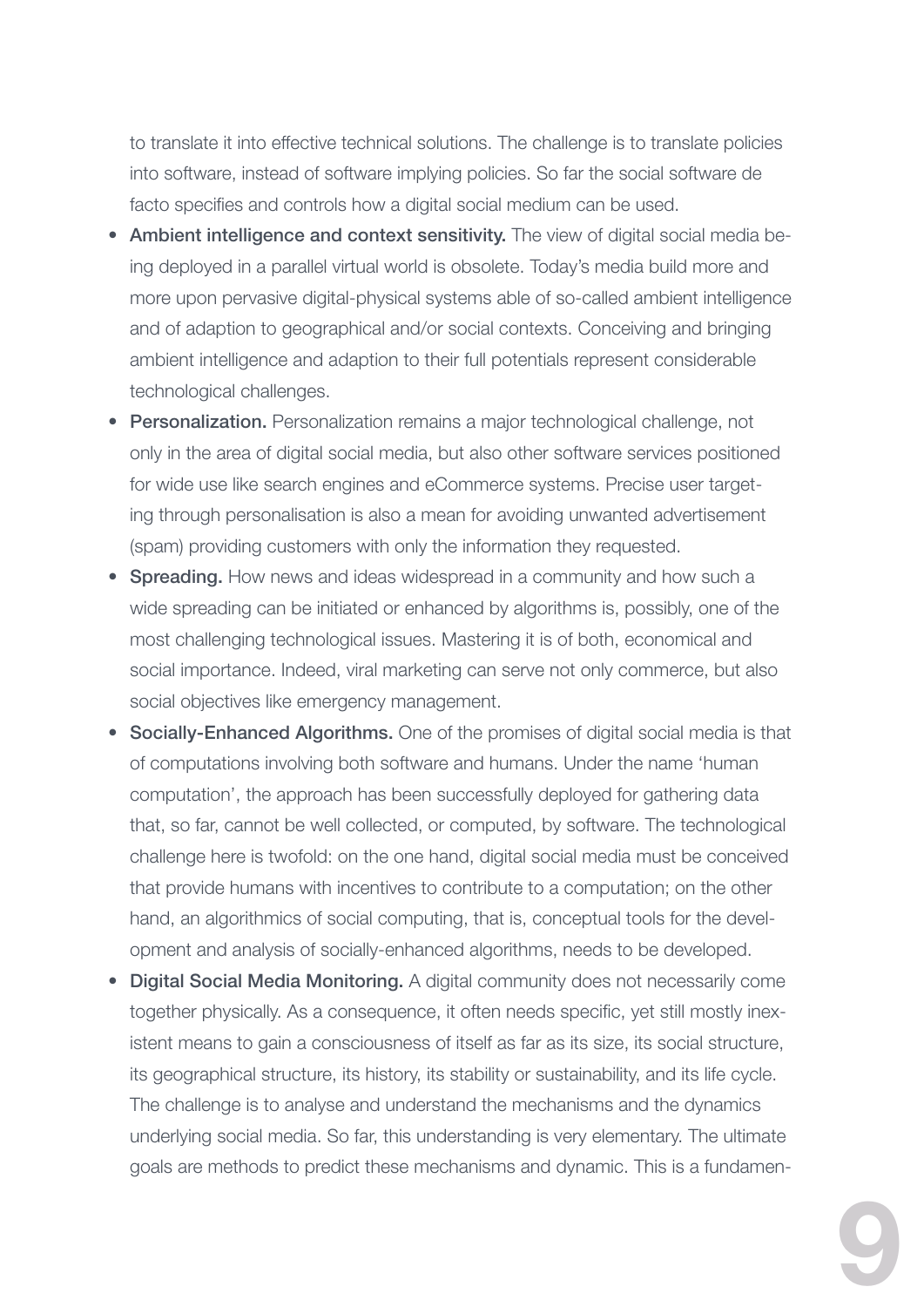to translate it into effective technical solutions. The challenge is to translate policies into software, instead of software implying policies. So far the social software de facto specifies and controls how a digital social medium can be used.

- **Ambient intelligence and context sensitivity.** The view of digital social media being deployed in a parallel virtual world is obsolete. Today's media build more and more upon pervasive digital-physical systems able of so-called ambient intelligence and of adaption to geographical and/or social contexts. Conceiving and bringing ambient intelligence and adaption to their full potentials represent considerable technological challenges.
- **Personalization.** Personalization remains a major technological challenge, not only in the area of digital social media, but also other software services positioned for wide use like search engines and eCommerce systems. Precise user targeting through personalisation is also a mean for avoiding unwanted advertisement (spam) providing customers with only the information they requested.
- **Spreading.** How news and ideas widespread in a community and how such a wide spreading can be initiated or enhanced by algorithms is, possibly, one of the most challenging technological issues. Mastering it is of both, economical and social importance. Indeed, viral marketing can serve not only commerce, but also social objectives like emergency management.
- **Socially-Enhanced Algorithms.** One of the promises of digital social media is that of computations involving both software and humans. Under the name 'human computation', the approach has been successfully deployed for gathering data that, so far, cannot be well collected, or computed, by software. The technological challenge here is twofold: on the one hand, digital social media must be conceived that provide humans with incentives to contribute to a computation; on the other hand, an algorithmics of social computing, that is, conceptual tools for the development and analysis of socially-enhanced algorithms, needs to be developed.
- **Digital Social Media Monitoring.** A digital community does not necessarily come together physically. As a consequence, it often needs specific, yet still mostly inexistent means to gain a consciousness of itself as far as its size, its social structure, its geographical structure, its history, its stability or sustainability, and its life cycle. The challenge is to analyse and understand the mechanisms and the dynamics underlying social media. So far, this understanding is very elementary. The ultimate goals are methods to predict these mechanisms and dynamic. This is a fundamen-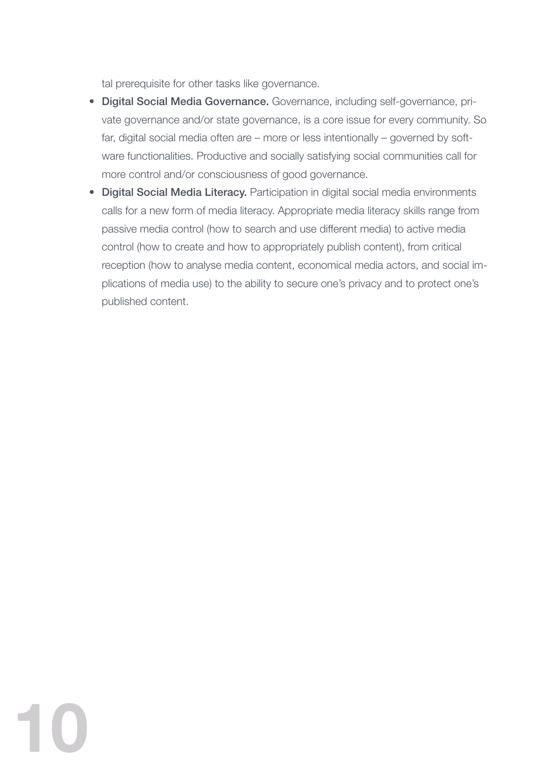tal prerequisite for other tasks like governance.

- **Digital Social Media Governance.** Governance, including self-governance, private governance and/or state governance, is a core issue for every community. So far, digital social media often are – more or less intentionally – governed by software functionalities. Productive and socially satisfying social communities call for more control and/or consciousness of good governance.
- **Digital Social Media Literacy.** Participation in digital social media environments calls for a new form of media literacy. Appropriate media literacy skills range from passive media control (how to search and use different media) to active media control (how to create and how to appropriately publish content), from critical reception (how to analyse media content, economical media actors, and social implications of media use) to the ability to secure one's privacy and to protect one's published content.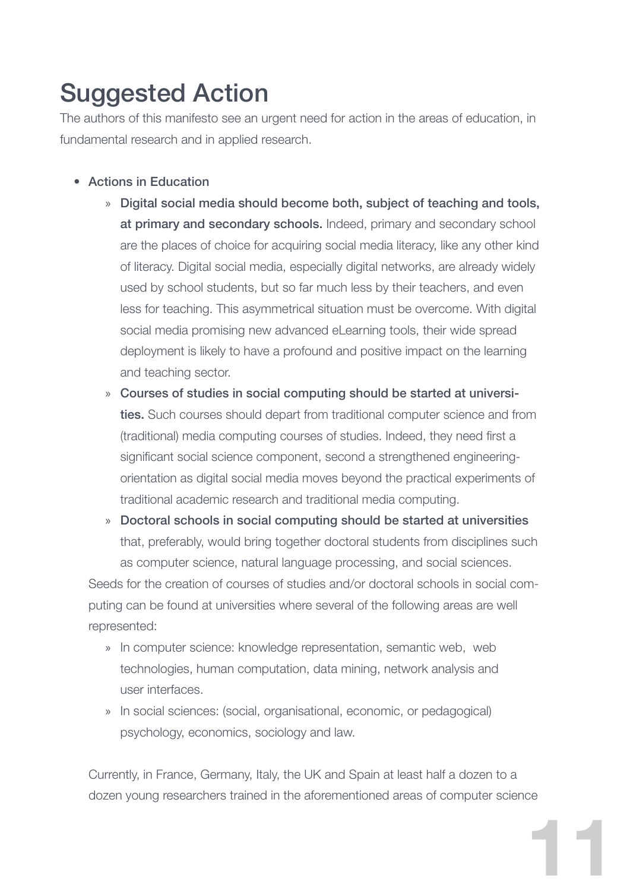# Suggested Action

The authors of this manifesto see an urgent need for action in the areas of education, in fundamental research and in applied research.

- Actions in Education
  - **Digital social media should become both, subject of teaching and tools, at primary and secondary schools.** Indeed, primary and secondary school are the places of choice for acquiring social media literacy, like any other kind of literacy. Digital social media, especially digital networks, are already widely used by school students, but so far much less by their teachers, and even less for teaching. This asymmetrical situation must be overcome. With digital social media promising new advanced eLearning tools, their wide spread deployment is likely to have a profound and positive impact on the learning and teaching sector.
  - **Courses of studies in social computing should be started at universities.** Such courses should depart from traditional computer science and from (traditional) media computing courses of studies. Indeed, they need first a significant social science component, second a strengthened engineering-orientation as digital social media moves beyond the practical experiments of traditional academic research and traditional media computing.
  - **Doctoral schools in social computing should be started at universities** that, preferably, would bring together doctoral students from disciplines such as computer science, natural language processing, and social sciences.

  Seeds for the creation of courses of studies and/or doctoral schools in social computing can be found at universities where several of the following areas are well represented:

  - In computer science: knowledge representation, semantic web, web technologies, human computation, data mining, network analysis and user interfaces.
  - In social sciences: (social, organisational, economic, or pedagogical) psychology, economics, sociology and law.

  Currently, in France, Germany, Italy, the UK and Spain at least half a dozen to a dozen young researchers trained in the aforementioned areas of computer science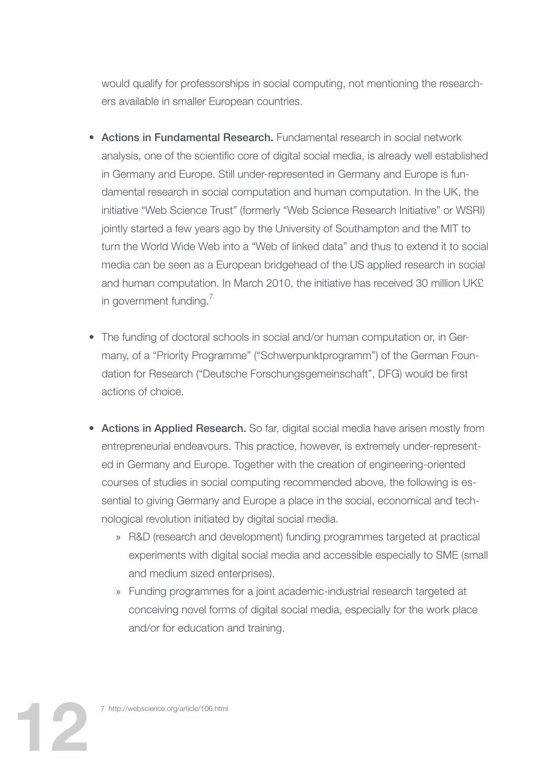would qualify for professorships in social computing, not mentioning the researchers available in smaller European countries.

- **Actions in Fundamental Research.** Fundamental research in social network analysis, one of the scientific core of digital social media, is already well established in Germany and Europe. Still under-represented in Germany and Europe is fundamental research in social computation and human computation. In the UK, the initiative "Web Science Trust" (formerly "Web Science Research Initiative" or WSRI) jointly started a few years ago by the University of Southampton and the MIT to turn the World Wide Web into a "Web of linked data" and thus to extend it to social media can be seen as a European bridgehead of the US applied research in social and human computation. In March 2010, the initiative has received 30 million UK£ in government funding.[7]

- The funding of doctoral schools in social and/or human computation or, in Germany, of a "Priority Programme" ("Schwerpunktprogramm") of the German Foundation for Research ("Deutsche Forschungsgemeinschaft", DFG) would be first actions of choice.

- **Actions in Applied Research.** So far, digital social media have arisen mostly from entrepreneurial endeavours. This practice, however, is extremely under-represented in Germany and Europe. Together with the creation of engineering-oriented courses of studies in social computing recommended above, the following is essential to giving Germany and Europe a place in the social, economical and technological revolution initiated by digital social media.
  - R&D (research and development) funding programmes targeted at practical experiments with digital social media and accessible especially to SME (small and medium sized enterprises).
  - Funding programmes for a joint academic-industrial research targeted at conceiving novel forms of digital social media, especially for the work place and/or for education and training.

7 http://webscience.org/article/106.html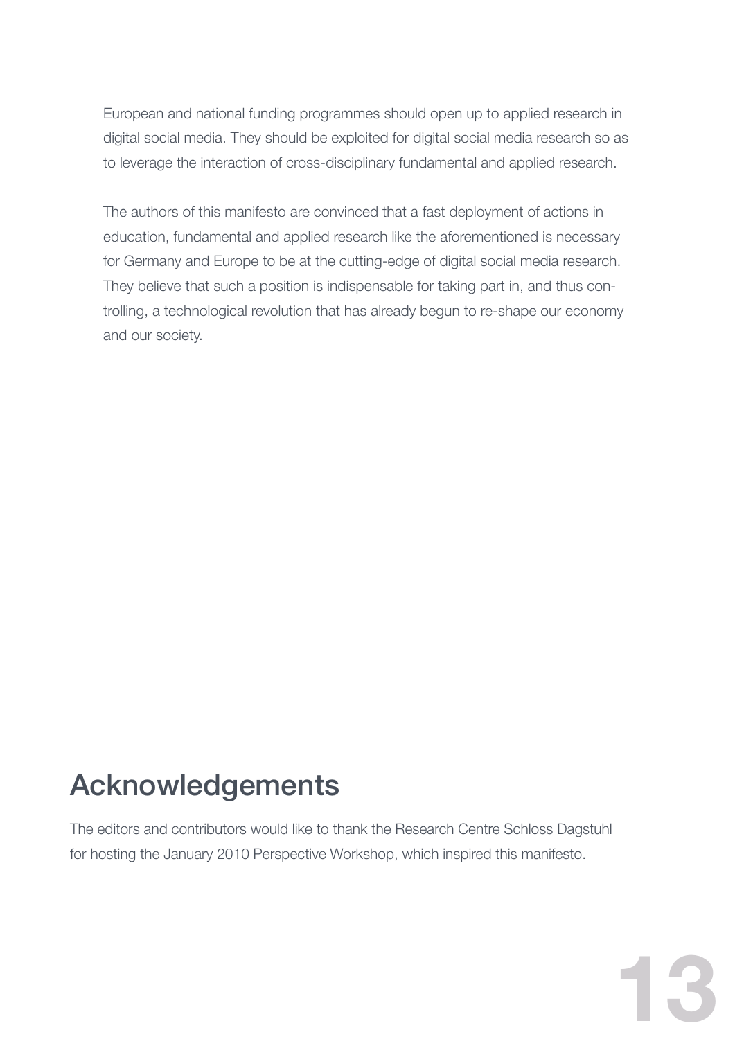European and national funding programmes should open up to applied research in digital social media. They should be exploited for digital social media research so as to leverage the interaction of cross-disciplinary fundamental and applied research.

The authors of this manifesto are convinced that a fast deployment of actions in education, fundamental and applied research like the aforementioned is necessary for Germany and Europe to be at the cutting-edge of digital social media research. They believe that such a position is indispensable for taking part in, and thus controlling, a technological revolution that has already begun to re-shape our economy and our society.

## Acknowledgements

The editors and contributors would like to thank the Research Centre Schloss Dagstuhl for hosting the January 2010 Perspective Workshop, which inspired this manifesto.